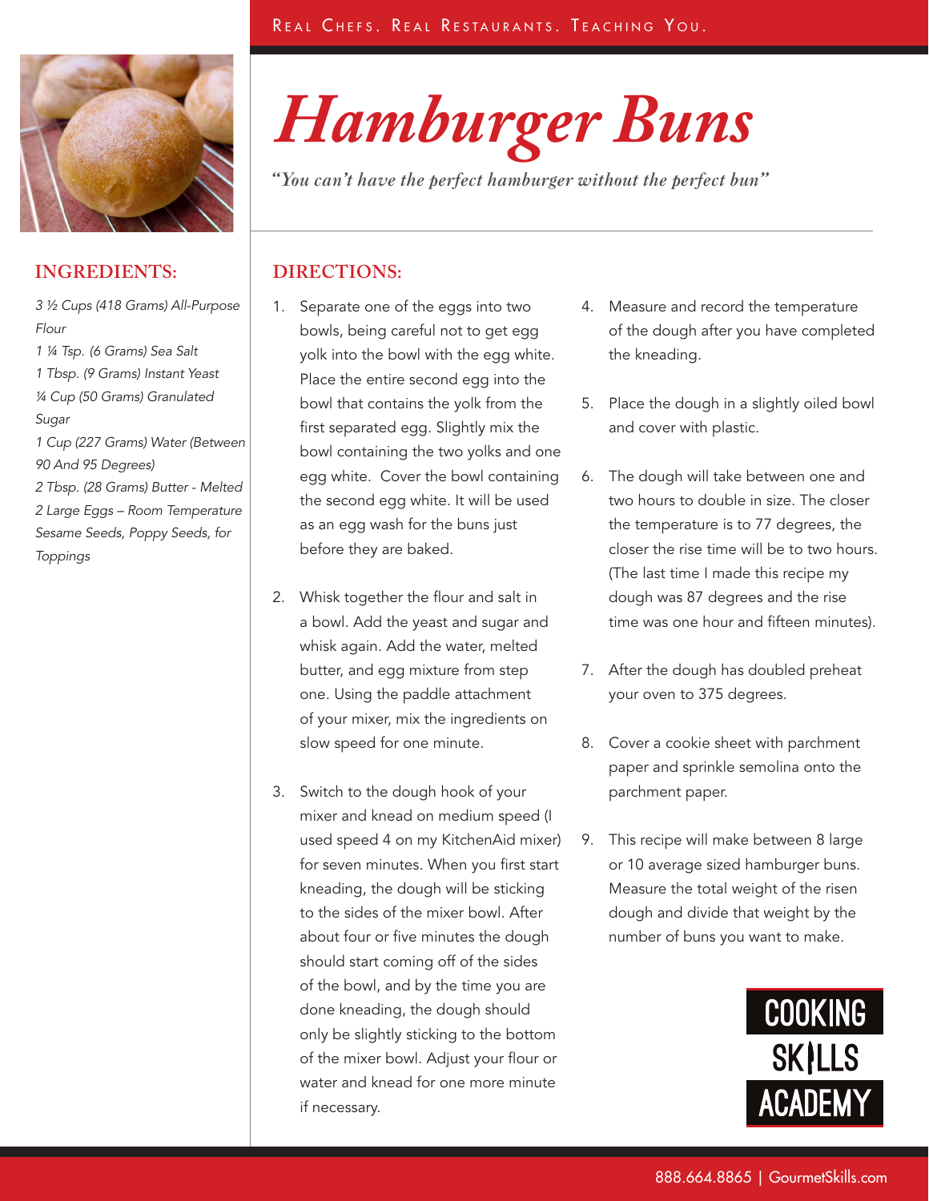# *Hamburger Buns*

*"You can't have the perfect hamburger without the perfect bun"*

## INGREDIENTS:

*3 ½ Cups (418 Grams) All-Purpose Flour*
*1 ¼ Tsp. (6 Grams) Sea Salt*
*1 Tbsp. (9 Grams) Instant Yeast*
*¼ Cup (50 Grams) Granulated Sugar*
*1 Cup (227 Grams) Water (Between 90 And 95 Degrees)*
*2 Tbsp. (28 Grams) Butter - Melted*
*2 Large Eggs – Room Temperature*
*Sesame Seeds, Poppy Seeds, for Toppings*

## DIRECTIONS:

1. Separate one of the eggs into two bowls, being careful not to get egg yolk into the bowl with the egg white. Place the entire second egg into the bowl that contains the yolk from the first separated egg. Slightly mix the bowl containing the two yolks and one egg white. Cover the bowl containing the second egg white. It will be used as an egg wash for the buns just before they are baked.

2. Whisk together the flour and salt in a bowl. Add the yeast and sugar and whisk again. Add the water, melted butter, and egg mixture from step one. Using the paddle attachment of your mixer, mix the ingredients on slow speed for one minute.

3. Switch to the dough hook of your mixer and knead on medium speed (I used speed 4 on my KitchenAid mixer) for seven minutes. When you first start kneading, the dough will be sticking to the sides of the mixer bowl. After about four or five minutes the dough should start coming off of the sides of the bowl, and by the time you are done kneading, the dough should only be slightly sticking to the bottom of the mixer bowl. Adjust your flour or water and knead for one more minute if necessary.

4. Measure and record the temperature of the dough after you have completed the kneading.

5. Place the dough in a slightly oiled bowl and cover with plastic.

6. The dough will take between one and two hours to double in size. The closer the temperature is to 77 degrees, the closer the rise time will be to two hours. (The last time I made this recipe my dough was 87 degrees and the rise time was one hour and fifteen minutes).

7. After the dough has doubled preheat your oven to 375 degrees.

8. Cover a cookie sheet with parchment paper and sprinkle semolina onto the parchment paper.

9. This recipe will make between 8 large or 10 average sized hamburger buns. Measure the total weight of the risen dough and divide that weight by the number of buns you want to make.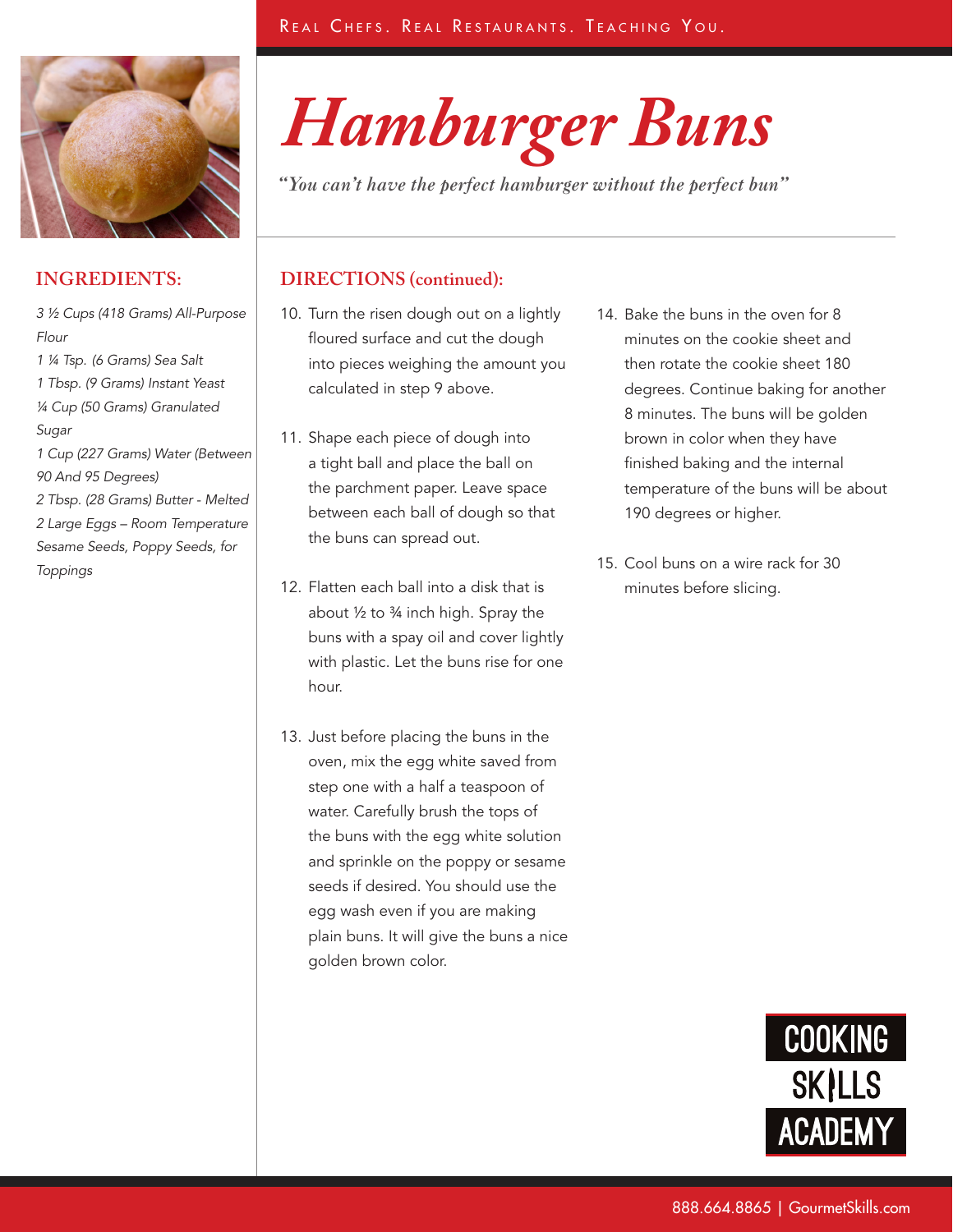# Hamburger Buns

*"You can't have the perfect hamburger without the perfect bun"*

## INGREDIENTS:

*3 ½ Cups (418 Grams) All-Purpose Flour*
*1 ¼ Tsp. (6 Grams) Sea Salt*
*1 Tbsp. (9 Grams) Instant Yeast*
*¼ Cup (50 Grams) Granulated Sugar*
*1 Cup (227 Grams) Water (Between 90 And 95 Degrees)*
*2 Tbsp. (28 Grams) Butter - Melted*
*2 Large Eggs – Room Temperature*
*Sesame Seeds, Poppy Seeds, for Toppings*

## DIRECTIONS (continued):

10. Turn the risen dough out on a lightly floured surface and cut the dough into pieces weighing the amount you calculated in step 9 above.

11. Shape each piece of dough into a tight ball and place the ball on the parchment paper. Leave space between each ball of dough so that the buns can spread out.

12. Flatten each ball into a disk that is about ½ to ¾ inch high. Spray the buns with a spay oil and cover lightly with plastic. Let the buns rise for one hour.

13. Just before placing the buns in the oven, mix the egg white saved from step one with a half a teaspoon of water. Carefully brush the tops of the buns with the egg white solution and sprinkle on the poppy or sesame seeds if desired. You should use the egg wash even if you are making plain buns. It will give the buns a nice golden brown color.

14. Bake the buns in the oven for 8 minutes on the cookie sheet and then rotate the cookie sheet 180 degrees. Continue baking for another 8 minutes. The buns will be golden brown in color when they have finished baking and the internal temperature of the buns will be about 190 degrees or higher.

15. Cool buns on a wire rack for 30 minutes before slicing.